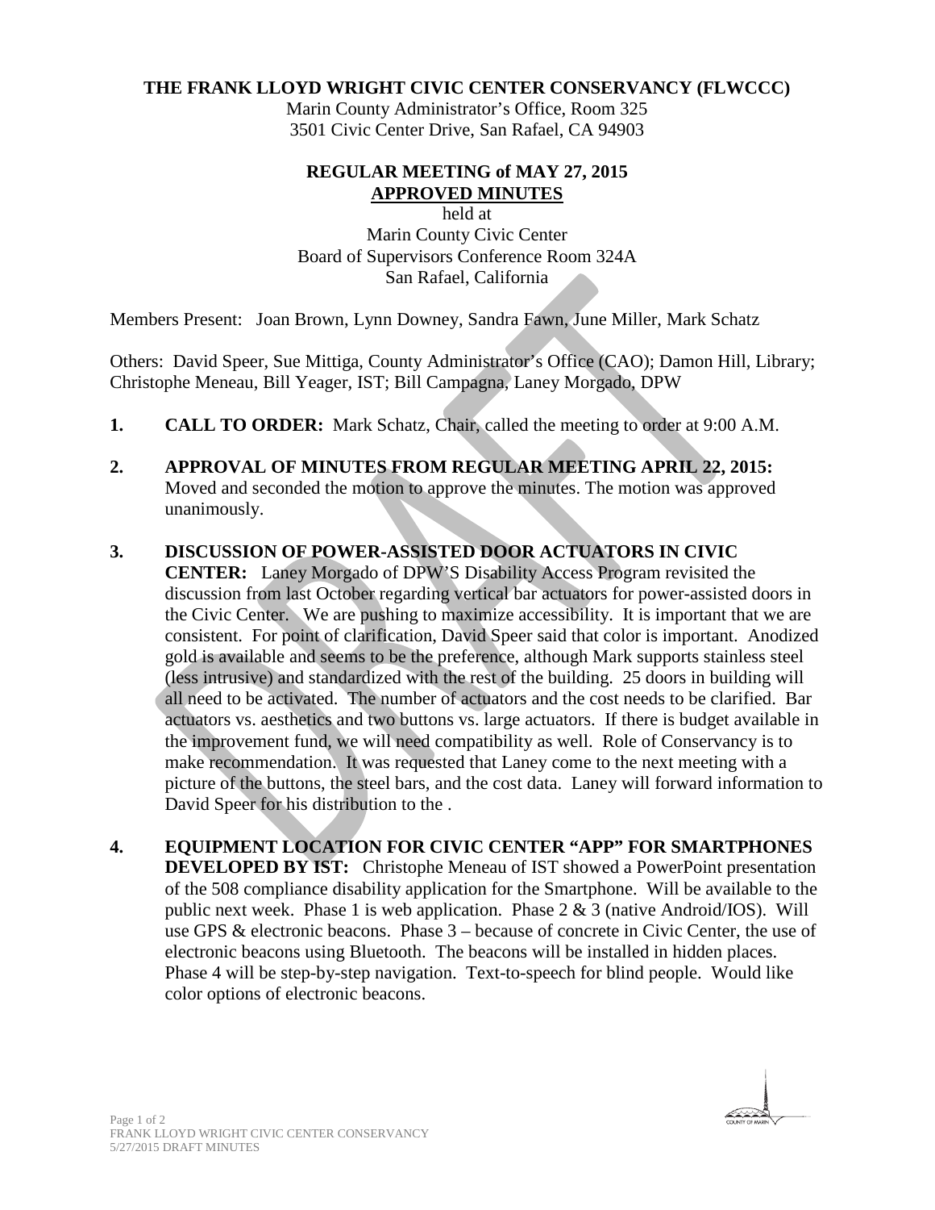**THE FRANK LLOYD WRIGHT CIVIC CENTER CONSERVANCY (FLWCCC)**

Marin County Administrator's Office, Room 325
3501 Civic Center Drive, San Rafael, CA 94903

**REGULAR MEETING of MAY 27, 2015**
**APPROVED MINUTES**
held at
Marin County Civic Center
Board of Supervisors Conference Room 324A
San Rafael, California

Members Present: Joan Brown, Lynn Downey, Sandra Fawn, June Miller, Mark Schatz

Others: David Speer, Sue Mittiga, County Administrator's Office (CAO); Damon Hill, Library; Christophe Meneau, Bill Yeager, IST; Bill Campagna, Laney Morgado, DPW

1. **CALL TO ORDER:** Mark Schatz, Chair, called the meeting to order at 9:00 A.M.

2. **APPROVAL OF MINUTES FROM REGULAR MEETING APRIL 22, 2015:** Moved and seconded the motion to approve the minutes. The motion was approved unanimously.

3. **DISCUSSION OF POWER-ASSISTED DOOR ACTUATORS IN CIVIC CENTER:** Laney Morgado of DPW'S Disability Access Program revisited the discussion from last October regarding vertical bar actuators for power-assisted doors in the Civic Center. We are pushing to maximize accessibility. It is important that we are consistent. For point of clarification, David Speer said that color is important. Anodized gold is available and seems to be the preference, although Mark supports stainless steel (less intrusive) and standardized with the rest of the building. 25 doors in building will all need to be activated. The number of actuators and the cost needs to be clarified. Bar actuators vs. aesthetics and two buttons vs. large actuators. If there is budget available in the improvement fund, we will need compatibility as well. Role of Conservancy is to make recommendation. It was requested that Laney come to the next meeting with a picture of the buttons, the steel bars, and the cost data. Laney will forward information to David Speer for his distribution to the .

4. **EQUIPMENT LOCATION FOR CIVIC CENTER "APP" FOR SMARTPHONES DEVELOPED BY IST:** Christophe Meneau of IST showed a PowerPoint presentation of the 508 compliance disability application for the Smartphone. Will be available to the public next week. Phase 1 is web application. Phase 2 & 3 (native Android/IOS). Will use GPS & electronic beacons. Phase 3 – because of concrete in Civic Center, the use of electronic beacons using Bluetooth. The beacons will be installed in hidden places. Phase 4 will be step-by-step navigation. Text-to-speech for blind people. Would like color options of electronic beacons.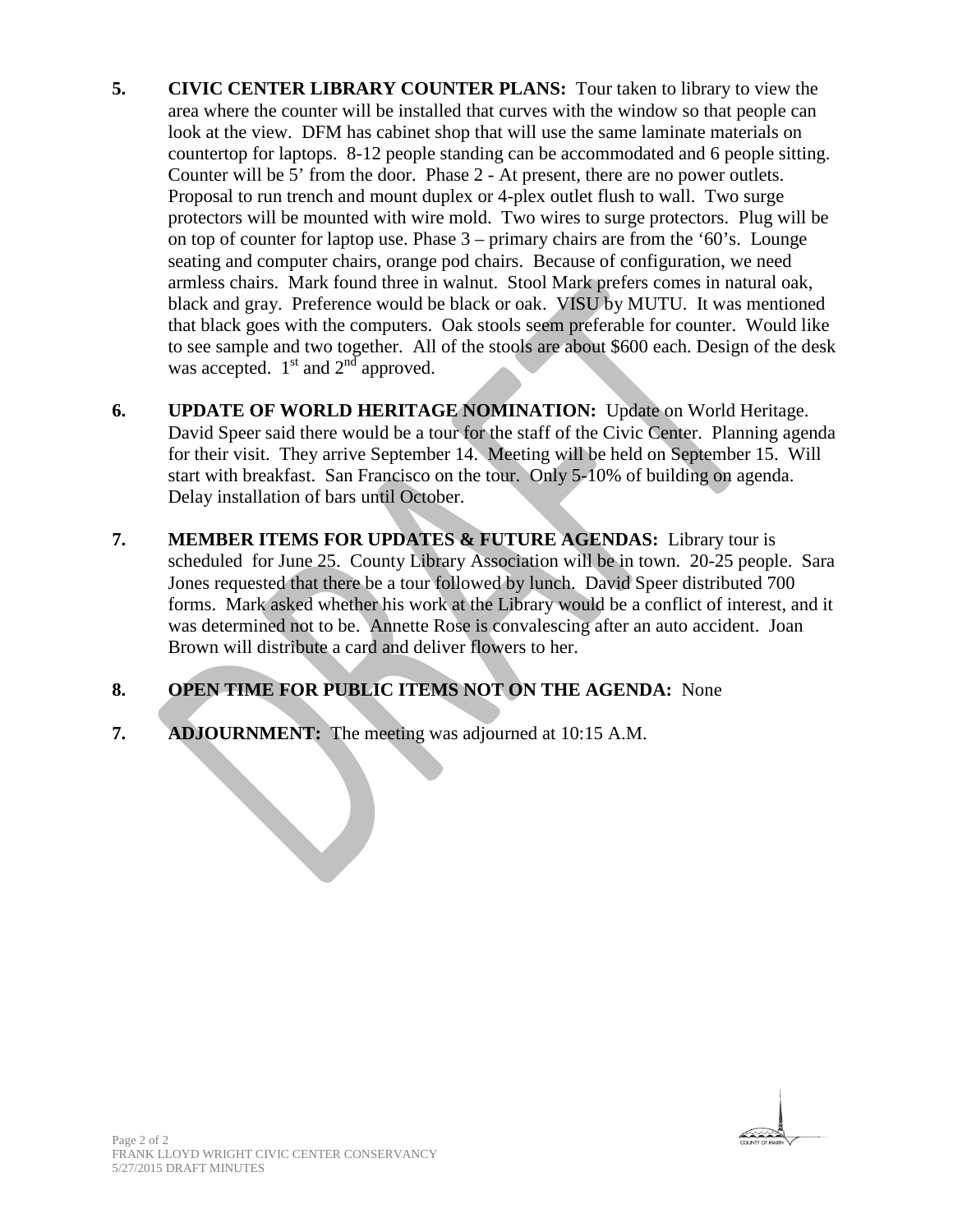**5.** **CIVIC CENTER LIBRARY COUNTER PLANS:** Tour taken to library to view the area where the counter will be installed that curves with the window so that people can look at the view. DFM has cabinet shop that will use the same laminate materials on countertop for laptops. 8-12 people standing can be accommodated and 6 people sitting. Counter will be 5' from the door. Phase 2 - At present, there are no power outlets. Proposal to run trench and mount duplex or 4-plex outlet flush to wall. Two surge protectors will be mounted with wire mold. Two wires to surge protectors. Plug will be on top of counter for laptop use. Phase 3 – primary chairs are from the '60's. Lounge seating and computer chairs, orange pod chairs. Because of configuration, we need armless chairs. Mark found three in walnut. Stool Mark prefers comes in natural oak, black and gray. Preference would be black or oak. VISU by MUTU. It was mentioned that black goes with the computers. Oak stools seem preferable for counter. Would like to see sample and two together. All of the stools are about $600 each. Design of the desk was accepted. 1st and 2nd approved.

**6.** **UPDATE OF WORLD HERITAGE NOMINATION:** Update on World Heritage. David Speer said there would be a tour for the staff of the Civic Center. Planning agenda for their visit. They arrive September 14. Meeting will be held on September 15. Will start with breakfast. San Francisco on the tour. Only 5-10% of building on agenda. Delay installation of bars until October.

**7.** **MEMBER ITEMS FOR UPDATES & FUTURE AGENDAS:** Library tour is scheduled for June 25. County Library Association will be in town. 20-25 people. Sara Jones requested that there be a tour followed by lunch. David Speer distributed 700 forms. Mark asked whether his work at the Library would be a conflict of interest, and it was determined not to be. Annette Rose is convalescing after an auto accident. Joan Brown will distribute a card and deliver flowers to her.

**8.** **OPEN TIME FOR PUBLIC ITEMS NOT ON THE AGENDA:** None

**7.** **ADJOURNMENT:** The meeting was adjourned at 10:15 A.M.